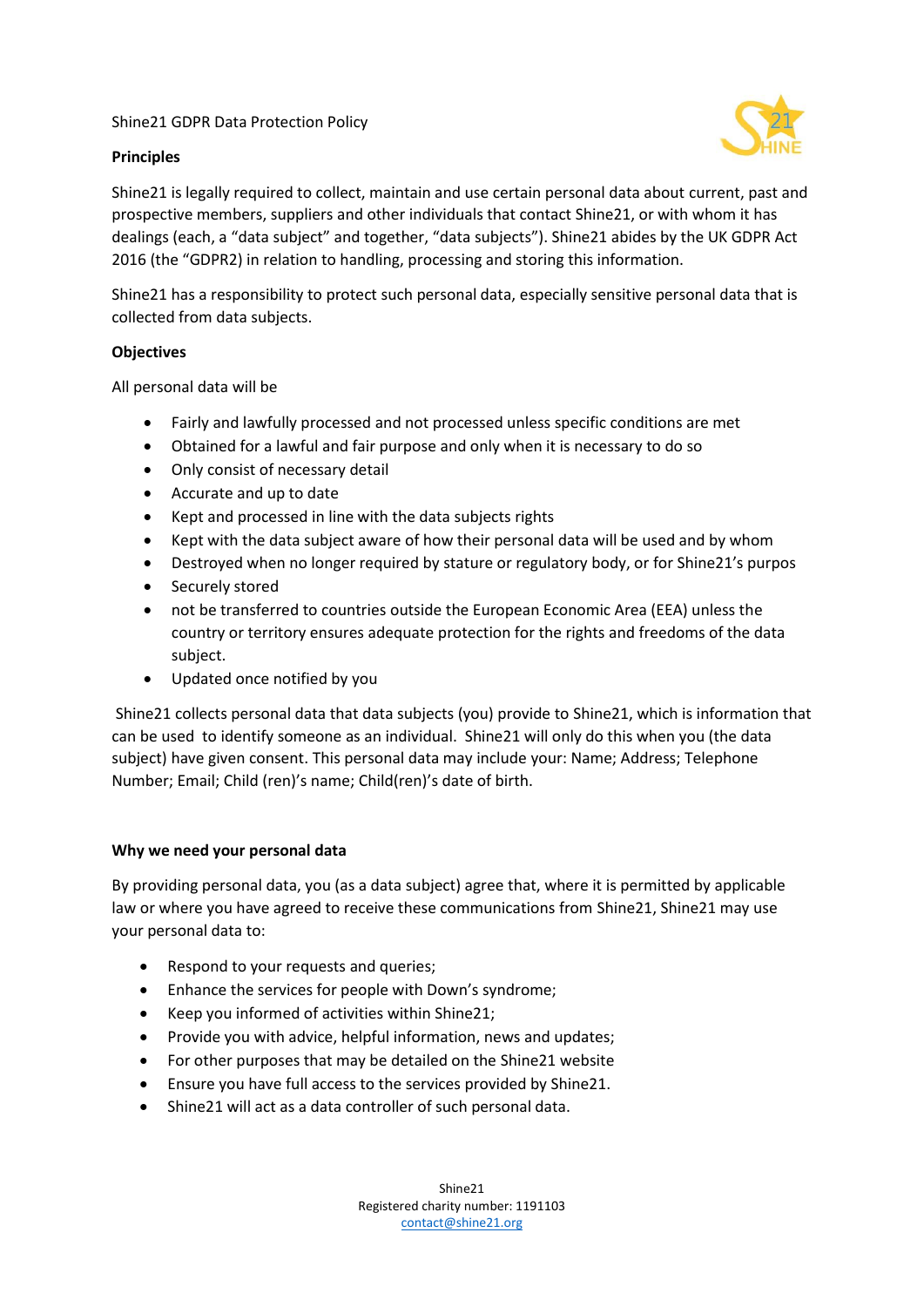Shine21 GDPR Data Protection Policy

**Principles**

Shine21 is legally required to collect, maintain and use certain personal data about current, past and prospective members, suppliers and other individuals that contact Shine21, or with whom it has dealings (each, a "data subject" and together, "data subjects"). Shine21 abides by the UK GDPR Act 2016 (the "GDPR2) in relation to handling, processing and storing this information.

Shine21 has a responsibility to protect such personal data, especially sensitive personal data that is collected from data subjects.

**Objectives**

All personal data will be

- Fairly and lawfully processed and not processed unless specific conditions are met
- Obtained for a lawful and fair purpose and only when it is necessary to do so
- Only consist of necessary detail
- Accurate and up to date
- Kept and processed in line with the data subjects rights
- Kept with the data subject aware of how their personal data will be used and by whom
- Destroyed when no longer required by stature or regulatory body, or for Shine21's purpos
- Securely stored
- not be transferred to countries outside the European Economic Area (EEA) unless the country or territory ensures adequate protection for the rights and freedoms of the data subject.
- Updated once notified by you

Shine21 collects personal data that data subjects (you) provide to Shine21, which is information that can be used to identify someone as an individual. Shine21 will only do this when you (the data subject) have given consent. This personal data may include your: Name; Address; Telephone Number; Email; Child (ren)'s name; Child(ren)'s date of birth.

**Why we need your personal data**

By providing personal data, you (as a data subject) agree that, where it is permitted by applicable law or where you have agreed to receive these communications from Shine21, Shine21 may use your personal data to:

- Respond to your requests and queries;
- Enhance the services for people with Down's syndrome;
- Keep you informed of activities within Shine21;
- Provide you with advice, helpful information, news and updates;
- For other purposes that may be detailed on the Shine21 website
- Ensure you have full access to the services provided by Shine21.
- Shine21 will act as a data controller of such personal data.

Shine21
Registered charity number: 1191103
contact@shine21.org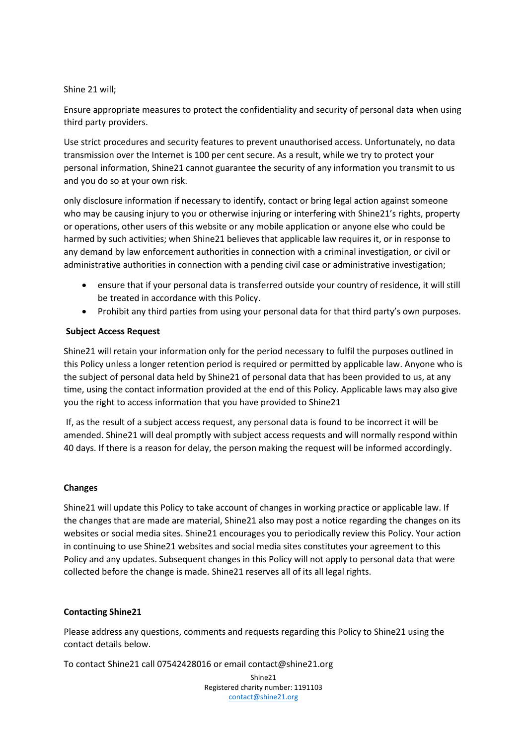Shine 21 will;

Ensure appropriate measures to protect the confidentiality and security of personal data when using third party providers.

Use strict procedures and security features to prevent unauthorised access. Unfortunately, no data transmission over the Internet is 100 per cent secure. As a result, while we try to protect your personal information, Shine21 cannot guarantee the security of any information you transmit to us and you do so at your own risk.

only disclosure information if necessary to identify, contact or bring legal action against someone who may be causing injury to you or otherwise injuring or interfering with Shine21's rights, property or operations, other users of this website or any mobile application or anyone else who could be harmed by such activities; when Shine21 believes that applicable law requires it, or in response to any demand by law enforcement authorities in connection with a criminal investigation, or civil or administrative authorities in connection with a pending civil case or administrative investigation;

- ensure that if your personal data is transferred outside your country of residence, it will still be treated in accordance with this Policy.
- Prohibit any third parties from using your personal data for that third party's own purposes.

**Subject Access Request**

Shine21 will retain your information only for the period necessary to fulfil the purposes outlined in this Policy unless a longer retention period is required or permitted by applicable law. Anyone who is the subject of personal data held by Shine21 of personal data that has been provided to us, at any time, using the contact information provided at the end of this Policy. Applicable laws may also give you the right to access information that you have provided to Shine21

If, as the result of a subject access request, any personal data is found to be incorrect it will be amended. Shine21 will deal promptly with subject access requests and will normally respond within 40 days. If there is a reason for delay, the person making the request will be informed accordingly.

**Changes**

Shine21 will update this Policy to take account of changes in working practice or applicable law. If the changes that are made are material, Shine21 also may post a notice regarding the changes on its websites or social media sites. Shine21 encourages you to periodically review this Policy. Your action in continuing to use Shine21 websites and social media sites constitutes your agreement to this Policy and any updates. Subsequent changes in this Policy will not apply to personal data that were collected before the change is made. Shine21 reserves all of its all legal rights.

**Contacting Shine21**

Please address any questions, comments and requests regarding this Policy to Shine21 using the contact details below.

To contact Shine21 call 07542428016 or email contact@shine21.org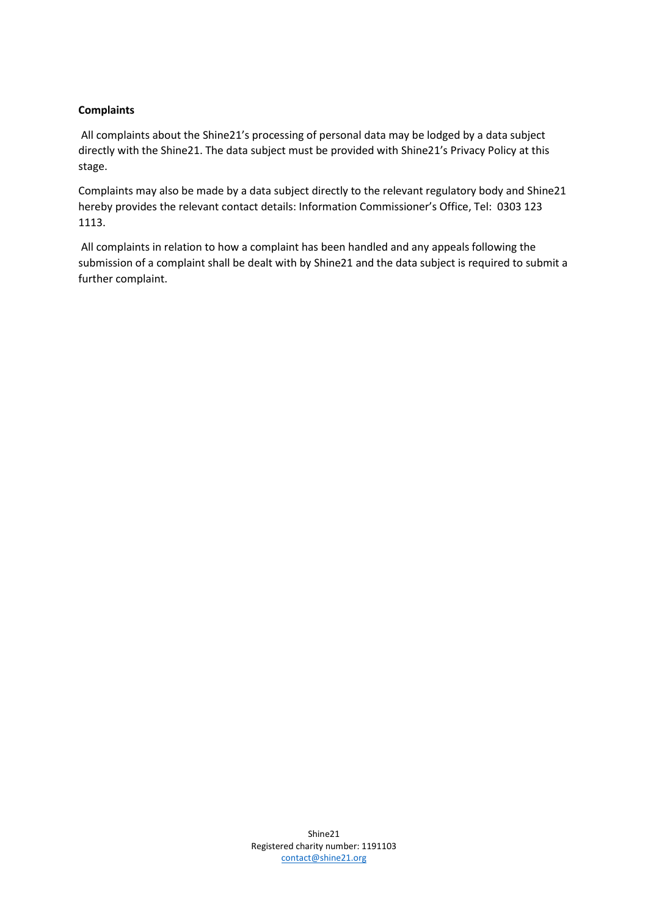**Complaints**

All complaints about the Shine21's processing of personal data may be lodged by a data subject directly with the Shine21. The data subject must be provided with Shine21's Privacy Policy at this stage.

Complaints may also be made by a data subject directly to the relevant regulatory body and Shine21 hereby provides the relevant contact details: Information Commissioner's Office, Tel: 0303 123 1113.

All complaints in relation to how a complaint has been handled and any appeals following the submission of a complaint shall be dealt with by Shine21 and the data subject is required to submit a further complaint.

Shine21
Registered charity number: 1191103
contact@shine21.org